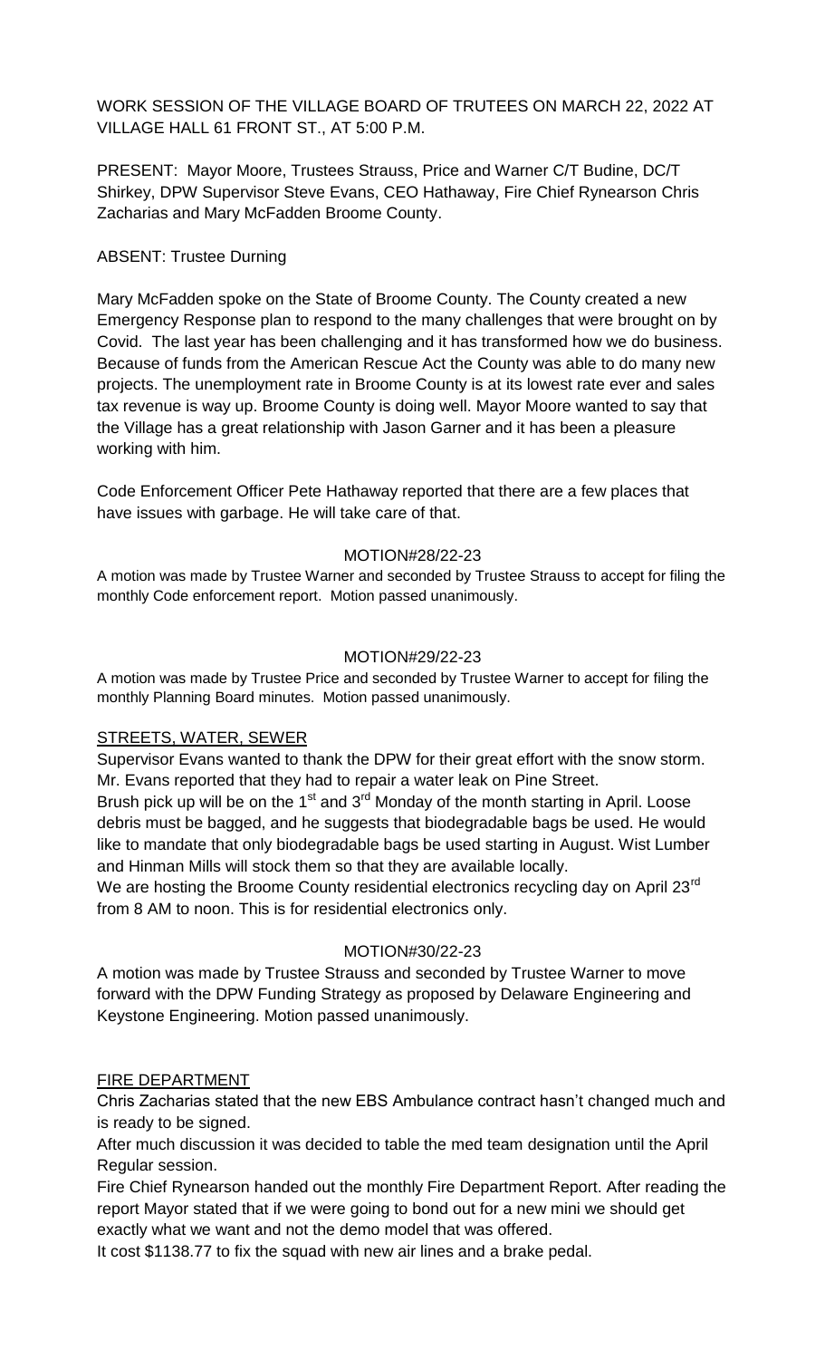WORK SESSION OF THE VILLAGE BOARD OF TRUTEES ON MARCH 22, 2022 AT VILLAGE HALL 61 FRONT ST., AT 5:00 P.M.

PRESENT: Mayor Moore, Trustees Strauss, Price and Warner C/T Budine, DC/T Shirkey, DPW Supervisor Steve Evans, CEO Hathaway, Fire Chief Rynearson Chris Zacharias and Mary McFadden Broome County.

ABSENT: Trustee Durning

Mary McFadden spoke on the State of Broome County. The County created a new Emergency Response plan to respond to the many challenges that were brought on by Covid. The last year has been challenging and it has transformed how we do business. Because of funds from the American Rescue Act the County was able to do many new projects. The unemployment rate in Broome County is at its lowest rate ever and sales tax revenue is way up. Broome County is doing well. Mayor Moore wanted to say that the Village has a great relationship with Jason Garner and it has been a pleasure working with him.

Code Enforcement Officer Pete Hathaway reported that there are a few places that have issues with garbage. He will take care of that.

MOTION#28/22-23

A motion was made by Trustee Warner and seconded by Trustee Strauss to accept for filing the monthly Code enforcement report. Motion passed unanimously.

MOTION#29/22-23

A motion was made by Trustee Price and seconded by Trustee Warner to accept for filing the monthly Planning Board minutes. Motion passed unanimously.

STREETS, WATER, SEWER

Supervisor Evans wanted to thank the DPW for their great effort with the snow storm. Mr. Evans reported that they had to repair a water leak on Pine Street.

Brush pick up will be on the 1st and 3rd Monday of the month starting in April. Loose debris must be bagged, and he suggests that biodegradable bags be used. He would like to mandate that only biodegradable bags be used starting in August. Wist Lumber and Hinman Mills will stock them so that they are available locally.

We are hosting the Broome County residential electronics recycling day on April 23rd from 8 AM to noon. This is for residential electronics only.

MOTION#30/22-23

A motion was made by Trustee Strauss and seconded by Trustee Warner to move forward with the DPW Funding Strategy as proposed by Delaware Engineering and Keystone Engineering. Motion passed unanimously.

FIRE DEPARTMENT

Chris Zacharias stated that the new EBS Ambulance contract hasn't changed much and is ready to be signed.

After much discussion it was decided to table the med team designation until the April Regular session.

Fire Chief Rynearson handed out the monthly Fire Department Report. After reading the report Mayor stated that if we were going to bond out for a new mini we should get exactly what we want and not the demo model that was offered.

It cost $1138.77 to fix the squad with new air lines and a brake pedal.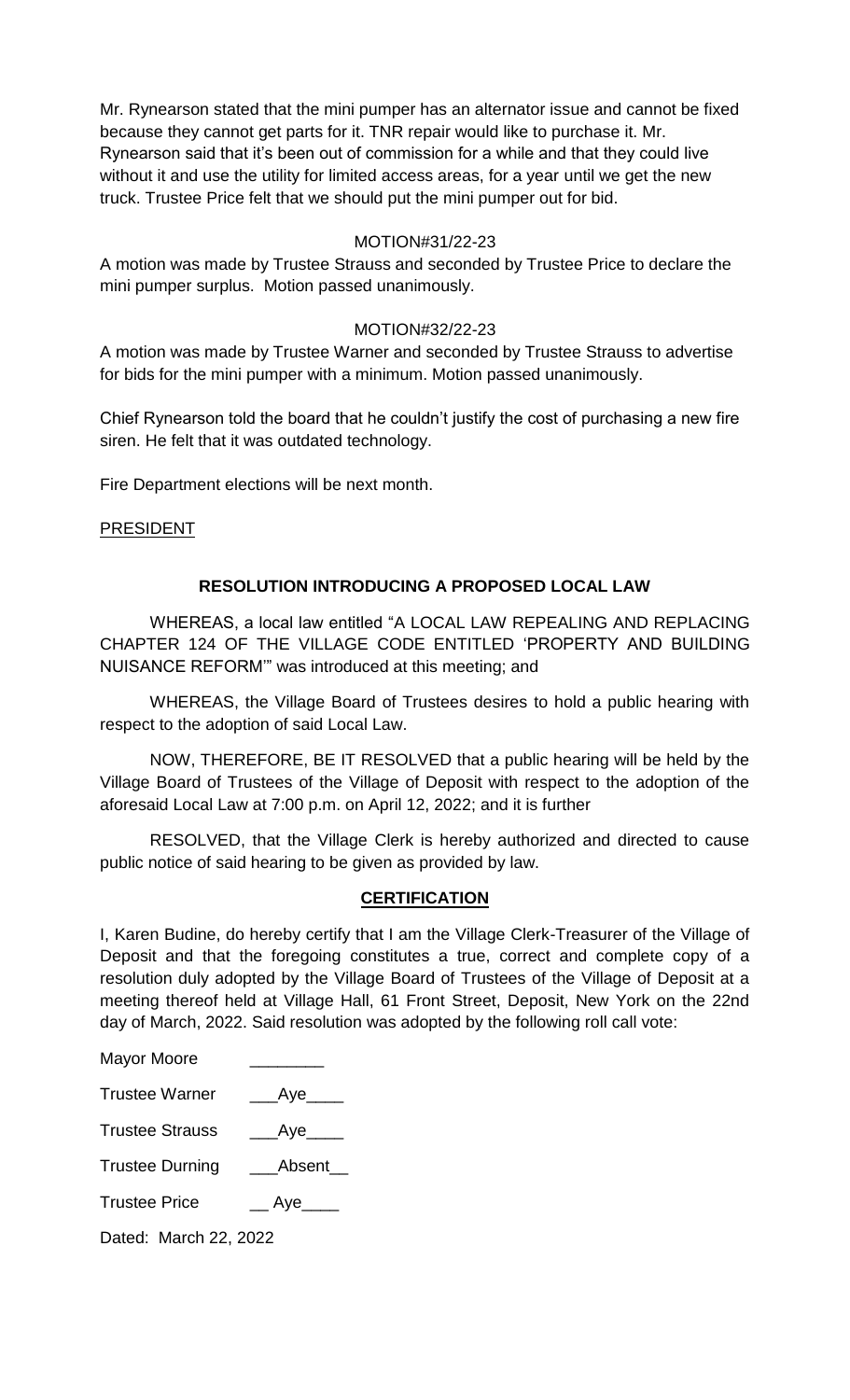Mr. Rynearson stated that the mini pumper has an alternator issue and cannot be fixed because they cannot get parts for it. TNR repair would like to purchase it. Mr. Rynearson said that it's been out of commission for a while and that they could live without it and use the utility for limited access areas, for a year until we get the new truck. Trustee Price felt that we should put the mini pumper out for bid.

MOTION#31/22-23

A motion was made by Trustee Strauss and seconded by Trustee Price to declare the mini pumper surplus. Motion passed unanimously.

MOTION#32/22-23

A motion was made by Trustee Warner and seconded by Trustee Strauss to advertise for bids for the mini pumper with a minimum. Motion passed unanimously.

Chief Rynearson told the board that he couldn't justify the cost of purchasing a new fire siren. He felt that it was outdated technology.

Fire Department elections will be next month.

PRESIDENT

**RESOLUTION INTRODUCING A PROPOSED LOCAL LAW**

WHEREAS, a local law entitled "A LOCAL LAW REPEALING AND REPLACING CHAPTER 124 OF THE VILLAGE CODE ENTITLED 'PROPERTY AND BUILDING NUISANCE REFORM'" was introduced at this meeting; and

WHEREAS, the Village Board of Trustees desires to hold a public hearing with respect to the adoption of said Local Law.

NOW, THEREFORE, BE IT RESOLVED that a public hearing will be held by the Village Board of Trustees of the Village of Deposit with respect to the adoption of the aforesaid Local Law at 7:00 p.m. on April 12, 2022; and it is further

RESOLVED, that the Village Clerk is hereby authorized and directed to cause public notice of said hearing to be given as provided by law.

**CERTIFICATION**

I, Karen Budine, do hereby certify that I am the Village Clerk-Treasurer of the Village of Deposit and that the foregoing constitutes a true, correct and complete copy of a resolution duly adopted by the Village Board of Trustees of the Village of Deposit at a meeting thereof held at Village Hall, 61 Front Street, Deposit, New York on the 22nd day of March, 2022. Said resolution was adopted by the following roll call vote:

Mayor Moore ________

Trustee Warner ___Aye____

Trustee Strauss ___Aye____

Trustee Durning ___Absent__

Trustee Price __ Aye____

Dated: March 22, 2022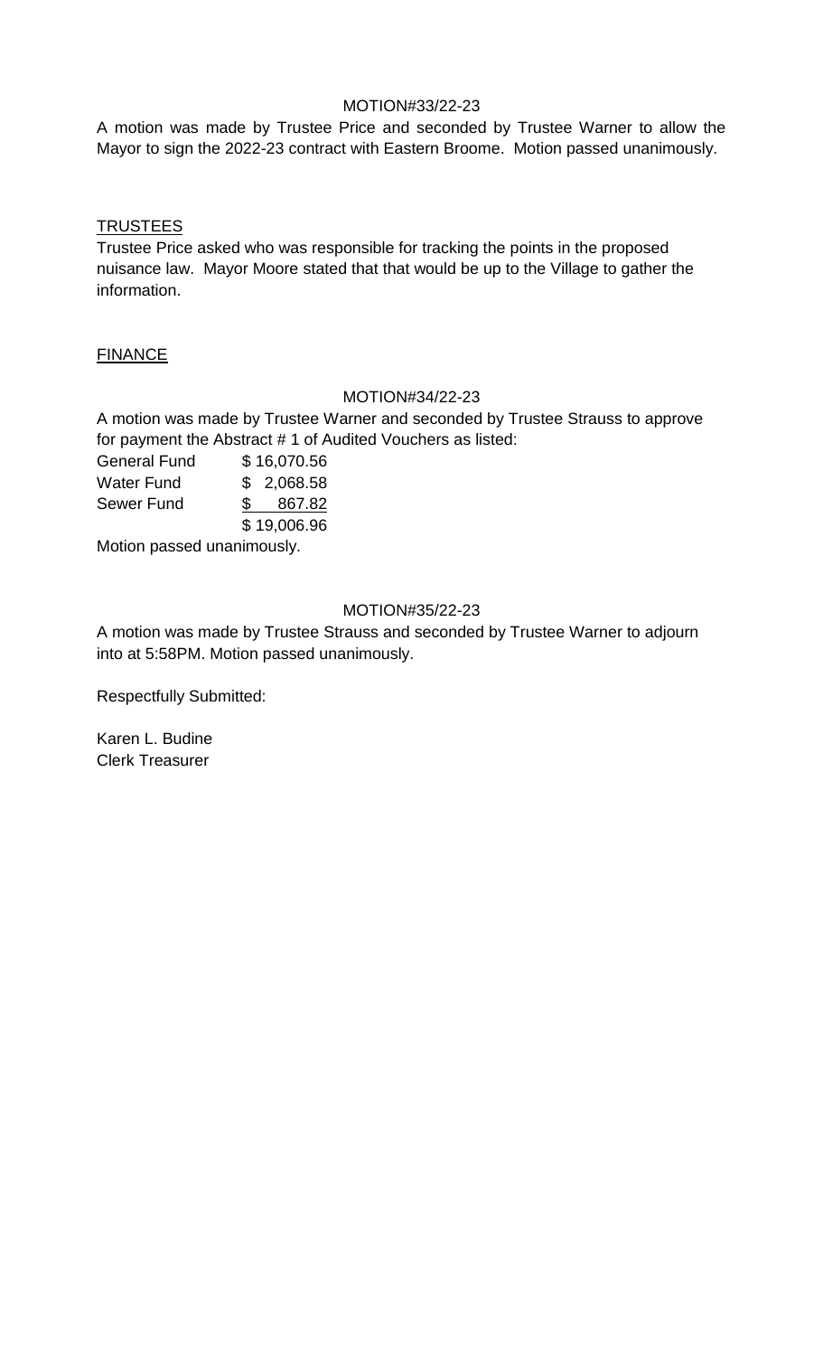MOTION#33/22-23

A motion was made by Trustee Price and seconded by Trustee Warner to allow the Mayor to sign the 2022-23 contract with Eastern Broome. Motion passed unanimously.

TRUSTEES

Trustee Price asked who was responsible for tracking the points in the proposed nuisance law. Mayor Moore stated that that would be up to the Village to gather the information.

FINANCE

MOTION#34/22-23

A motion was made by Trustee Warner and seconded by Trustee Strauss to approve for payment the Abstract # 1 of Audited Vouchers as listed:

| | |
|---|---|
| General Fund | $ 16,070.56 |
| Water Fund | $ 2,068.58 |
| Sewer Fund | $ 867.82 |
| | $ 19,006.96 |

Motion passed unanimously.

MOTION#35/22-23

A motion was made by Trustee Strauss and seconded by Trustee Warner to adjourn into at 5:58PM. Motion passed unanimously.

Respectfully Submitted:

Karen L. Budine
Clerk Treasurer